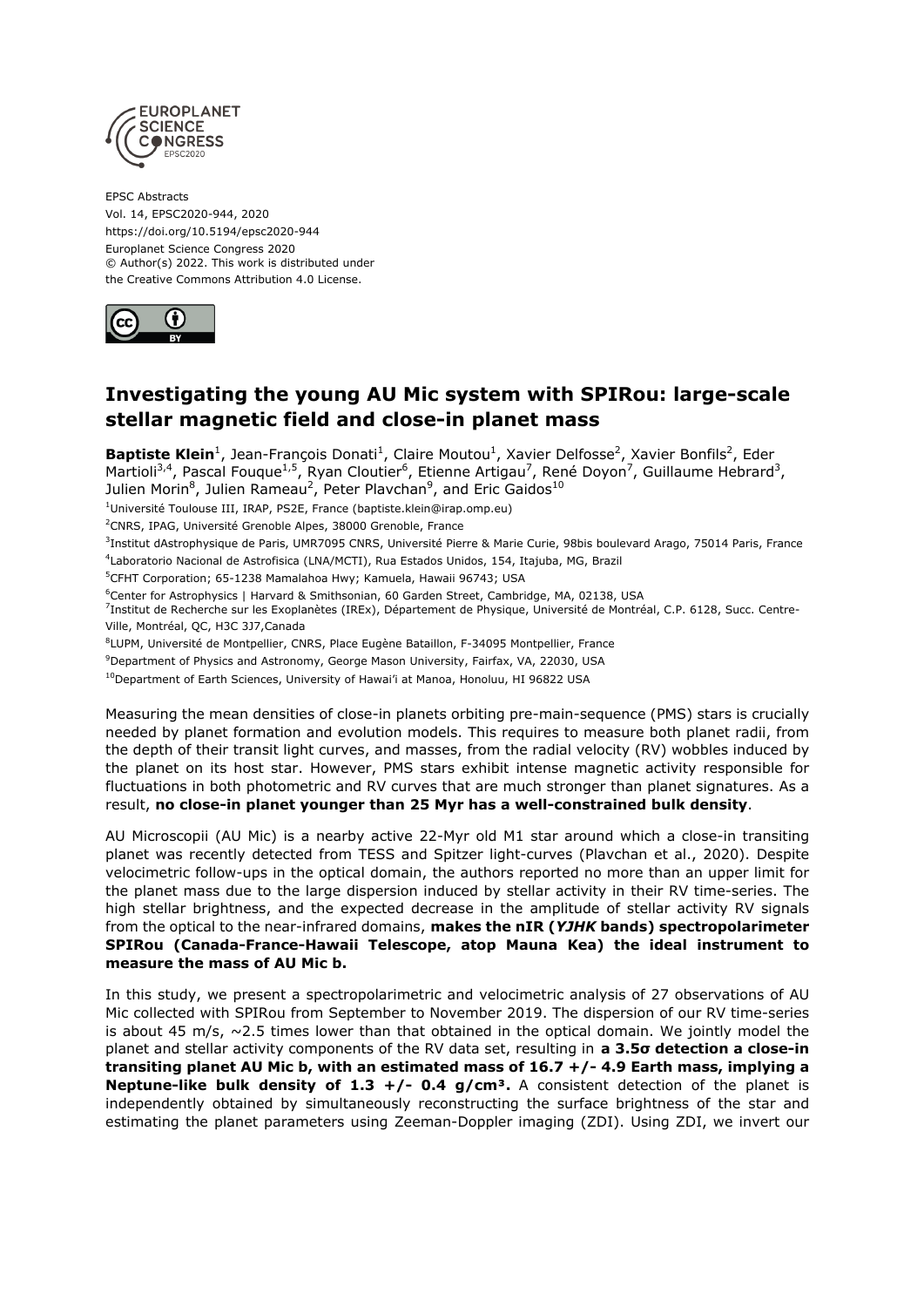EPSC Abstracts
Vol. 14, EPSC2020-944, 2020
https://doi.org/10.5194/epsc2020-944
Europlanet Science Congress 2020
© Author(s) 2022. This work is distributed under
the Creative Commons Attribution 4.0 License.

# Investigating the young AU Mic system with SPIRou: large-scale stellar magnetic field and close-in planet mass

**Baptiste Klein**[1], Jean-François Donati[1], Claire Moutou[1], Xavier Delfosse[2], Xavier Bonfils[2], Eder Martioli[3,4], Pascal Fouque[1,5], Ryan Cloutier[6], Etienne Artigau[7], René Doyon[7], Guillaume Hebrard[3], Julien Morin[8], Julien Rameau[2], Peter Plavchan[9], and Eric Gaidos[10]

[1]Université Toulouse III, IRAP, PS2E, France (baptiste.klein@irap.omp.eu)
[2]CNRS, IPAG, Université Grenoble Alpes, 38000 Grenoble, France
[3]Institut dAstrophysique de Paris, UMR7095 CNRS, Université Pierre & Marie Curie, 98bis boulevard Arago, 75014 Paris, France
[4]Laboratorio Nacional de Astrofisica (LNA/MCTI), Rua Estados Unidos, 154, Itajuba, MG, Brazil
[5]CFHT Corporation; 65-1238 Mamalahoa Hwy; Kamuela, Hawaii 96743; USA
[6]Center for Astrophysics | Harvard & Smithsonian, 60 Garden Street, Cambridge, MA, 02138, USA
[7]Institut de Recherche sur les Exoplanètes (IREx), Département de Physique, Université de Montréal, C.P. 6128, Succ. Centre-Ville, Montréal, QC, H3C 3J7,Canada
[8]LUPM, Université de Montpellier, CNRS, Place Eugène Bataillon, F-34095 Montpellier, France
[9]Department of Physics and Astronomy, George Mason University, Fairfax, VA, 22030, USA
[10]Department of Earth Sciences, University of Hawai'i at Manoa, Honoluu, HI 96822 USA

Measuring the mean densities of close-in planets orbiting pre-main-sequence (PMS) stars is crucially needed by planet formation and evolution models. This requires to measure both planet radii, from the depth of their transit light curves, and masses, from the radial velocity (RV) wobbles induced by the planet on its host star. However, PMS stars exhibit intense magnetic activity responsible for fluctuations in both photometric and RV curves that are much stronger than planet signatures. As a result, **no close-in planet younger than 25 Myr has a well-constrained bulk density**.

AU Microscopii (AU Mic) is a nearby active 22-Myr old M1 star around which a close-in transiting planet was recently detected from TESS and Spitzer light-curves (Plavchan et al., 2020). Despite velocimetric follow-ups in the optical domain, the authors reported no more than an upper limit for the planet mass due to the large dispersion induced by stellar activity in their RV time-series. The high stellar brightness, and the expected decrease in the amplitude of stellar activity RV signals from the optical to the near-infrared domains, **makes the nIR (*YJHK* bands) spectropolarimeter SPIRou (Canada-France-Hawaii Telescope, atop Mauna Kea) the ideal instrument to measure the mass of AU Mic b.**

In this study, we present a spectropolarimetric and velocimetric analysis of 27 observations of AU Mic collected with SPIRou from September to November 2019. The dispersion of our RV time-series is about 45 m/s, ~2.5 times lower than that obtained in the optical domain. We jointly model the planet and stellar activity components of the RV data set, resulting in **a 3.5σ detection a close-in transiting planet AU Mic b, with an estimated mass of 16.7 +/- 4.9 Earth mass, implying a Neptune-like bulk density of 1.3 +/- 0.4 g/cm³.** A consistent detection of the planet is independently obtained by simultaneously reconstructing the surface brightness of the star and estimating the planet parameters using Zeeman-Doppler imaging (ZDI). Using ZDI, we invert our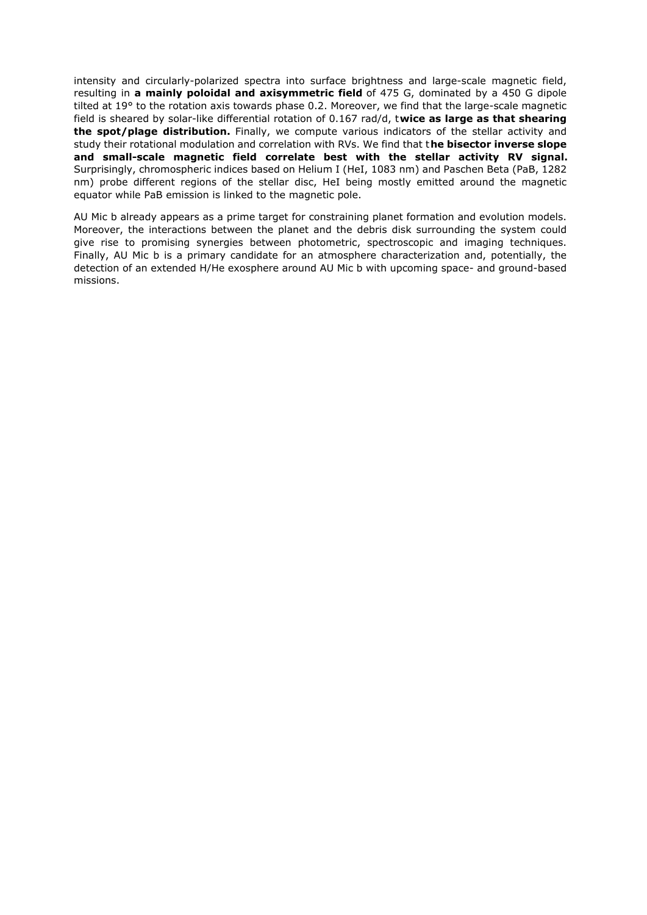intensity and circularly-polarized spectra into surface brightness and large-scale magnetic field, resulting in **a mainly poloidal and axisymmetric field** of 475 G, dominated by a 450 G dipole tilted at 19° to the rotation axis towards phase 0.2. Moreover, we find that the large-scale magnetic field is sheared by solar-like differential rotation of 0.167 rad/d, t**wice as large as that shearing the spot/plage distribution.** Finally, we compute various indicators of the stellar activity and study their rotational modulation and correlation with RVs. We find that t**he bisector inverse slope and small-scale magnetic field correlate best with the stellar activity RV signal.** Surprisingly, chromospheric indices based on Helium I (HeI, 1083 nm) and Paschen Beta (PaB, 1282 nm) probe different regions of the stellar disc, HeI being mostly emitted around the magnetic equator while PaB emission is linked to the magnetic pole.

AU Mic b already appears as a prime target for constraining planet formation and evolution models. Moreover, the interactions between the planet and the debris disk surrounding the system could give rise to promising synergies between photometric, spectroscopic and imaging techniques. Finally, AU Mic b is a primary candidate for an atmosphere characterization and, potentially, the detection of an extended H/He exosphere around AU Mic b with upcoming space- and ground-based missions.